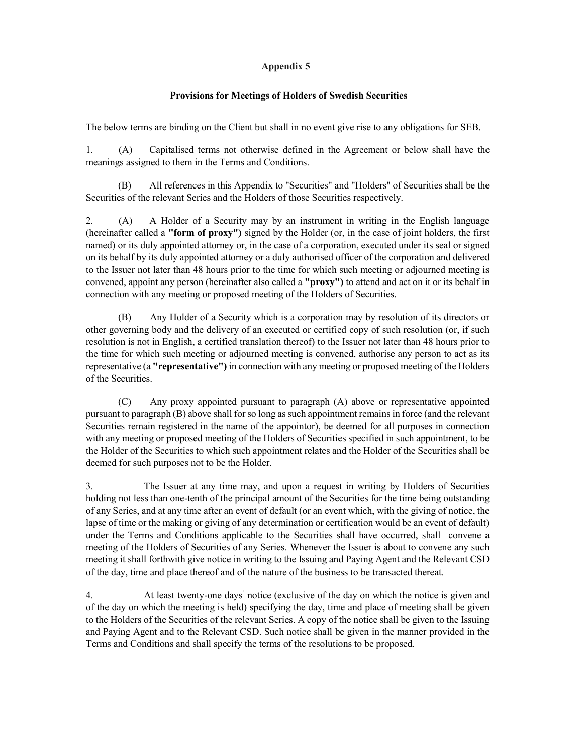**Appendix 5**

**Provisions for Meetings of Holders of Swedish Securities**

The below terms are binding on the Client but shall in no event give rise to any obligations for SEB.

1. (A) Capitalised terms not otherwise defined in the Agreement or below shall have the meanings assigned to them in the Terms and Conditions.

   (B) All references in this Appendix to "Securities" and "Holders" of Securities shall be the Securities of the relevant Series and the Holders of those Securities respectively.

2. (A) A Holder of a Security may by an instrument in writing in the English language (hereinafter called a **"form of proxy")** signed by the Holder (or, in the case of joint holders, the first named) or its duly appointed attorney or, in the case of a corporation, executed under its seal or signed on its behalf by its duly appointed attorney or a duly authorised officer of the corporation and delivered to the Issuer not later than 48 hours prior to the time for which such meeting or adjourned meeting is convened, appoint any person (hereinafter also called a **"proxy")** to attend and act on it or its behalf in connection with any meeting or proposed meeting of the Holders of Securities.

   (B) Any Holder of a Security which is a corporation may by resolution of its directors or other governing body and the delivery of an executed or certified copy of such resolution (or, if such resolution is not in English, a certified translation thereof) to the Issuer not later than 48 hours prior to the time for which such meeting or adjourned meeting is convened, authorise any person to act as its representative (a **"representative")** in connection with any meeting or proposed meeting of the Holders of the Securities.

   (C) Any proxy appointed pursuant to paragraph (A) above or representative appointed pursuant to paragraph (B) above shall for so long as such appointment remains in force (and the relevant Securities remain registered in the name of the appointor), be deemed for all purposes in connection with any meeting or proposed meeting of the Holders of Securities specified in such appointment, to be the Holder of the Securities to which such appointment relates and the Holder of the Securities shall be deemed for such purposes not to be the Holder.

3. The Issuer at any time may, and upon a request in writing by Holders of Securities holding not less than one-tenth of the principal amount of the Securities for the time being outstanding of any Series, and at any time after an event of default (or an event which, with the giving of notice, the lapse of time or the making or giving of any determination or certification would be an event of default) under the Terms and Conditions applicable to the Securities shall have occurred, shall convene a meeting of the Holders of Securities of any Series. Whenever the Issuer is about to convene any such meeting it shall forthwith give notice in writing to the Issuing and Paying Agent and the Relevant CSD of the day, time and place thereof and of the nature of the business to be transacted thereat.

4. At least twenty-one days' notice (exclusive of the day on which the notice is given and of the day on which the meeting is held) specifying the day, time and place of meeting shall be given to the Holders of the Securities of the relevant Series. A copy of the notice shall be given to the Issuing and Paying Agent and to the Relevant CSD. Such notice shall be given in the manner provided in the Terms and Conditions and shall specify the terms of the resolutions to be proposed.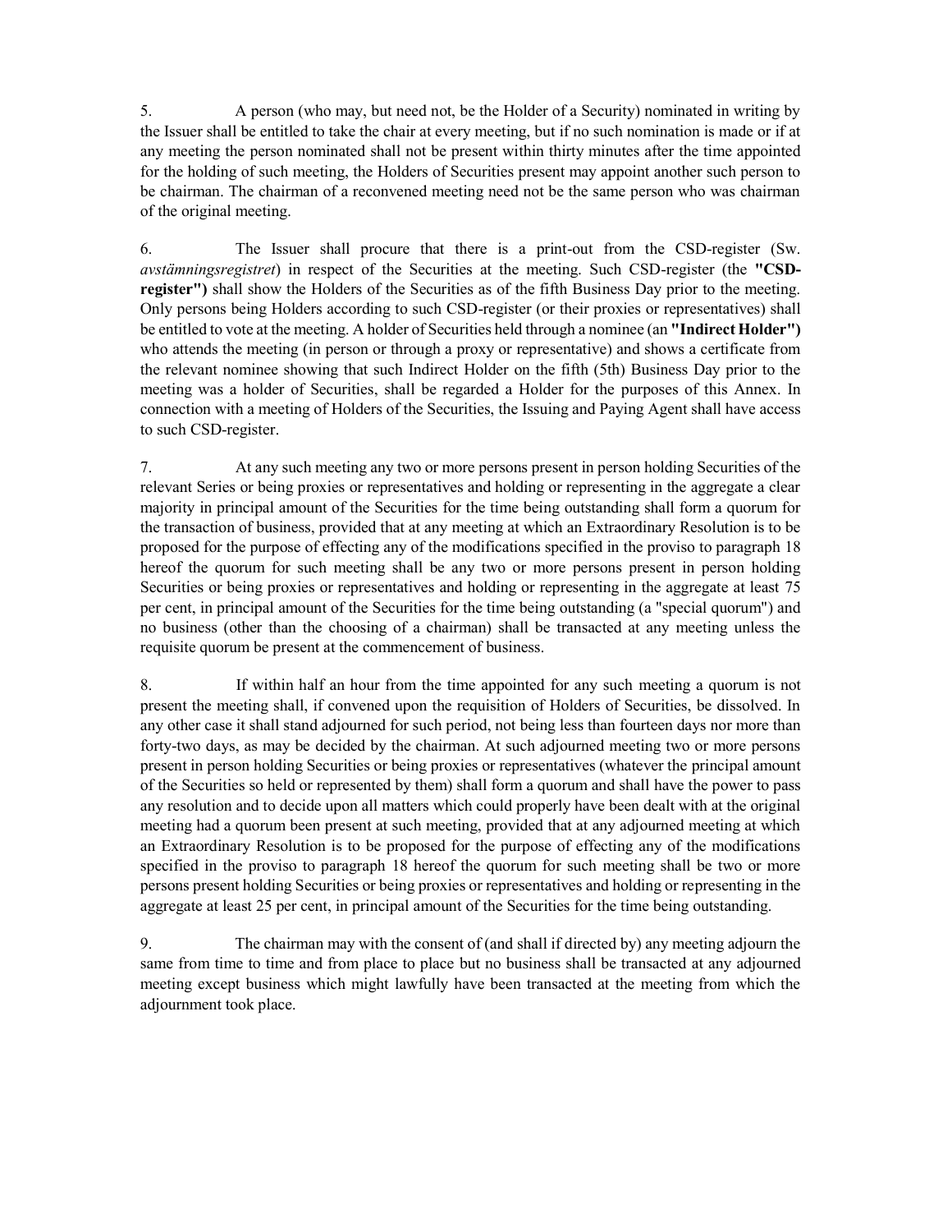5. A person (who may, but need not, be the Holder of a Security) nominated in writing by the Issuer shall be entitled to take the chair at every meeting, but if no such nomination is made or if at any meeting the person nominated shall not be present within thirty minutes after the time appointed for the holding of such meeting, the Holders of Securities present may appoint another such person to be chairman. The chairman of a reconvened meeting need not be the same person who was chairman of the original meeting.

6. The Issuer shall procure that there is a print-out from the CSD-register (Sw. *avstämningsregistret*) in respect of the Securities at the meeting. Such CSD-register (the **"CSD-register")** shall show the Holders of the Securities as of the fifth Business Day prior to the meeting. Only persons being Holders according to such CSD-register (or their proxies or representatives) shall be entitled to vote at the meeting. A holder of Securities held through a nominee (an **"Indirect Holder")** who attends the meeting (in person or through a proxy or representative) and shows a certificate from the relevant nominee showing that such Indirect Holder on the fifth (5th) Business Day prior to the meeting was a holder of Securities, shall be regarded a Holder for the purposes of this Annex. In connection with a meeting of Holders of the Securities, the Issuing and Paying Agent shall have access to such CSD-register.

7. At any such meeting any two or more persons present in person holding Securities of the relevant Series or being proxies or representatives and holding or representing in the aggregate a clear majority in principal amount of the Securities for the time being outstanding shall form a quorum for the transaction of business, provided that at any meeting at which an Extraordinary Resolution is to be proposed for the purpose of effecting any of the modifications specified in the proviso to paragraph 18 hereof the quorum for such meeting shall be any two or more persons present in person holding Securities or being proxies or representatives and holding or representing in the aggregate at least 75 per cent, in principal amount of the Securities for the time being outstanding (a "special quorum") and no business (other than the choosing of a chairman) shall be transacted at any meeting unless the requisite quorum be present at the commencement of business.

8. If within half an hour from the time appointed for any such meeting a quorum is not present the meeting shall, if convened upon the requisition of Holders of Securities, be dissolved. In any other case it shall stand adjourned for such period, not being less than fourteen days nor more than forty-two days, as may be decided by the chairman. At such adjourned meeting two or more persons present in person holding Securities or being proxies or representatives (whatever the principal amount of the Securities so held or represented by them) shall form a quorum and shall have the power to pass any resolution and to decide upon all matters which could properly have been dealt with at the original meeting had a quorum been present at such meeting, provided that at any adjourned meeting at which an Extraordinary Resolution is to be proposed for the purpose of effecting any of the modifications specified in the proviso to paragraph 18 hereof the quorum for such meeting shall be two or more persons present holding Securities or being proxies or representatives and holding or representing in the aggregate at least 25 per cent, in principal amount of the Securities for the time being outstanding.

9. The chairman may with the consent of (and shall if directed by) any meeting adjourn the same from time to time and from place to place but no business shall be transacted at any adjourned meeting except business which might lawfully have been transacted at the meeting from which the adjournment took place.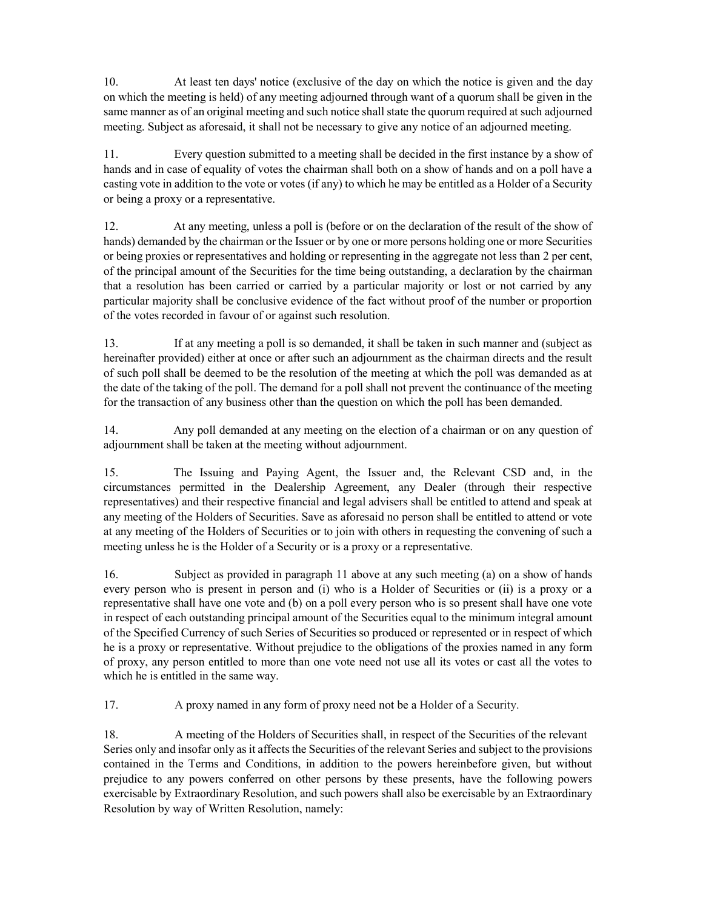10. At least ten days' notice (exclusive of the day on which the notice is given and the day on which the meeting is held) of any meeting adjourned through want of a quorum shall be given in the same manner as of an original meeting and such notice shall state the quorum required at such adjourned meeting. Subject as aforesaid, it shall not be necessary to give any notice of an adjourned meeting.

11. Every question submitted to a meeting shall be decided in the first instance by a show of hands and in case of equality of votes the chairman shall both on a show of hands and on a poll have a casting vote in addition to the vote or votes (if any) to which he may be entitled as a Holder of a Security or being a proxy or a representative.

12. At any meeting, unless a poll is (before or on the declaration of the result of the show of hands) demanded by the chairman or the Issuer or by one or more persons holding one or more Securities or being proxies or representatives and holding or representing in the aggregate not less than 2 per cent, of the principal amount of the Securities for the time being outstanding, a declaration by the chairman that a resolution has been carried or carried by a particular majority or lost or not carried by any particular majority shall be conclusive evidence of the fact without proof of the number or proportion of the votes recorded in favour of or against such resolution.

13. If at any meeting a poll is so demanded, it shall be taken in such manner and (subject as hereinafter provided) either at once or after such an adjournment as the chairman directs and the result of such poll shall be deemed to be the resolution of the meeting at which the poll was demanded as at the date of the taking of the poll. The demand for a poll shall not prevent the continuance of the meeting for the transaction of any business other than the question on which the poll has been demanded.

14. Any poll demanded at any meeting on the election of a chairman or on any question of adjournment shall be taken at the meeting without adjournment.

15. The Issuing and Paying Agent, the Issuer and, the Relevant CSD and, in the circumstances permitted in the Dealership Agreement, any Dealer (through their respective representatives) and their respective financial and legal advisers shall be entitled to attend and speak at any meeting of the Holders of Securities. Save as aforesaid no person shall be entitled to attend or vote at any meeting of the Holders of Securities or to join with others in requesting the convening of such a meeting unless he is the Holder of a Security or is a proxy or a representative.

16. Subject as provided in paragraph 11 above at any such meeting (a) on a show of hands every person who is present in person and (i) who is a Holder of Securities or (ii) is a proxy or a representative shall have one vote and (b) on a poll every person who is so present shall have one vote in respect of each outstanding principal amount of the Securities equal to the minimum integral amount of the Specified Currency of such Series of Securities so produced or represented or in respect of which he is a proxy or representative. Without prejudice to the obligations of the proxies named in any form of proxy, any person entitled to more than one vote need not use all its votes or cast all the votes to which he is entitled in the same way.

17. A proxy named in any form of proxy need not be a Holder of a Security.

18. A meeting of the Holders of Securities shall, in respect of the Securities of the relevant Series only and insofar only as it affects the Securities of the relevant Series and subject to the provisions contained in the Terms and Conditions, in addition to the powers hereinbefore given, but without prejudice to any powers conferred on other persons by these presents, have the following powers exercisable by Extraordinary Resolution, and such powers shall also be exercisable by an Extraordinary Resolution by way of Written Resolution, namely: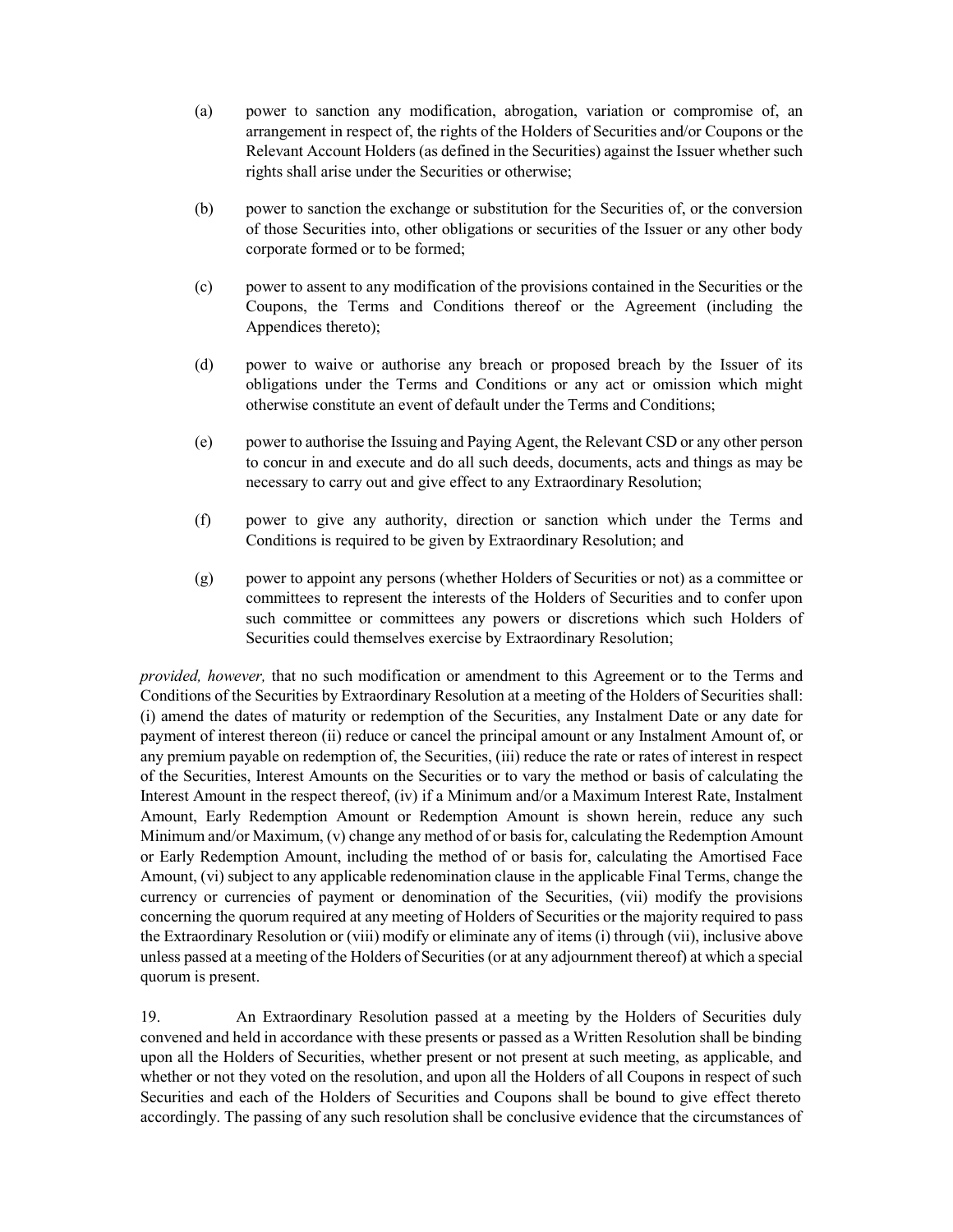(a) power to sanction any modification, abrogation, variation or compromise of, an arrangement in respect of, the rights of the Holders of Securities and/or Coupons or the Relevant Account Holders (as defined in the Securities) against the Issuer whether such rights shall arise under the Securities or otherwise;

(b) power to sanction the exchange or substitution for the Securities of, or the conversion of those Securities into, other obligations or securities of the Issuer or any other body corporate formed or to be formed;

(c) power to assent to any modification of the provisions contained in the Securities or the Coupons, the Terms and Conditions thereof or the Agreement (including the Appendices thereto);

(d) power to waive or authorise any breach or proposed breach by the Issuer of its obligations under the Terms and Conditions or any act or omission which might otherwise constitute an event of default under the Terms and Conditions;

(e) power to authorise the Issuing and Paying Agent, the Relevant CSD or any other person to concur in and execute and do all such deeds, documents, acts and things as may be necessary to carry out and give effect to any Extraordinary Resolution;

(f) power to give any authority, direction or sanction which under the Terms and Conditions is required to be given by Extraordinary Resolution; and

(g) power to appoint any persons (whether Holders of Securities or not) as a committee or committees to represent the interests of the Holders of Securities and to confer upon such committee or committees any powers or discretions which such Holders of Securities could themselves exercise by Extraordinary Resolution;

*provided, however,* that no such modification or amendment to this Agreement or to the Terms and Conditions of the Securities by Extraordinary Resolution at a meeting of the Holders of Securities shall: (i) amend the dates of maturity or redemption of the Securities, any Instalment Date or any date for payment of interest thereon (ii) reduce or cancel the principal amount or any Instalment Amount of, or any premium payable on redemption of, the Securities, (iii) reduce the rate or rates of interest in respect of the Securities, Interest Amounts on the Securities or to vary the method or basis of calculating the Interest Amount in the respect thereof, (iv) if a Minimum and/or a Maximum Interest Rate, Instalment Amount, Early Redemption Amount or Redemption Amount is shown herein, reduce any such Minimum and/or Maximum, (v) change any method of or basis for, calculating the Redemption Amount or Early Redemption Amount, including the method of or basis for, calculating the Amortised Face Amount, (vi) subject to any applicable redenomination clause in the applicable Final Terms, change the currency or currencies of payment or denomination of the Securities, (vii) modify the provisions concerning the quorum required at any meeting of Holders of Securities or the majority required to pass the Extraordinary Resolution or (viii) modify or eliminate any of items (i) through (vii), inclusive above unless passed at a meeting of the Holders of Securities (or at any adjournment thereof) at which a special quorum is present.

19. An Extraordinary Resolution passed at a meeting by the Holders of Securities duly convened and held in accordance with these presents or passed as a Written Resolution shall be binding upon all the Holders of Securities, whether present or not present at such meeting, as applicable, and whether or not they voted on the resolution, and upon all the Holders of all Coupons in respect of such Securities and each of the Holders of Securities and Coupons shall be bound to give effect thereto accordingly. The passing of any such resolution shall be conclusive evidence that the circumstances of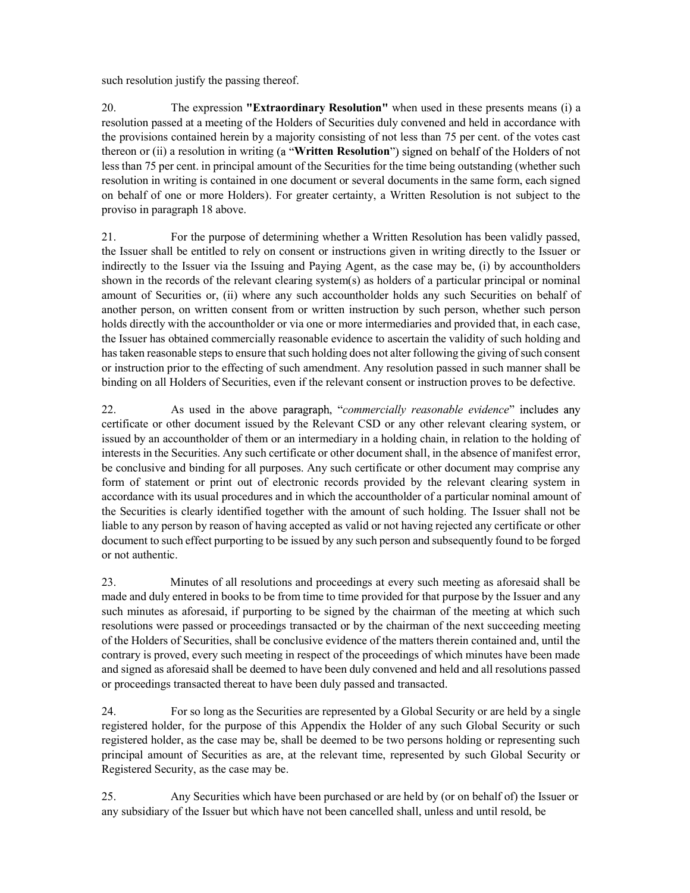such resolution justify the passing thereof.

20. The expression **"Extraordinary Resolution"** when used in these presents means (i) a resolution passed at a meeting of the Holders of Securities duly convened and held in accordance with the provisions contained herein by a majority consisting of not less than 75 per cent. of the votes cast thereon or (ii) a resolution in writing (a "**Written Resolution**") signed on behalf of the Holders of not less than 75 per cent. in principal amount of the Securities for the time being outstanding (whether such resolution in writing is contained in one document or several documents in the same form, each signed on behalf of one or more Holders). For greater certainty, a Written Resolution is not subject to the proviso in paragraph 18 above.

21. For the purpose of determining whether a Written Resolution has been validly passed, the Issuer shall be entitled to rely on consent or instructions given in writing directly to the Issuer or indirectly to the Issuer via the Issuing and Paying Agent, as the case may be, (i) by accountholders shown in the records of the relevant clearing system(s) as holders of a particular principal or nominal amount of Securities or, (ii) where any such accountholder holds any such Securities on behalf of another person, on written consent from or written instruction by such person, whether such person holds directly with the accountholder or via one or more intermediaries and provided that, in each case, the Issuer has obtained commercially reasonable evidence to ascertain the validity of such holding and has taken reasonable steps to ensure that such holding does not alter following the giving of such consent or instruction prior to the effecting of such amendment. Any resolution passed in such manner shall be binding on all Holders of Securities, even if the relevant consent or instruction proves to be defective.

22. As used in the above paragraph, "*commercially reasonable evidence*" includes any certificate or other document issued by the Relevant CSD or any other relevant clearing system, or issued by an accountholder of them or an intermediary in a holding chain, in relation to the holding of interests in the Securities. Any such certificate or other document shall, in the absence of manifest error, be conclusive and binding for all purposes. Any such certificate or other document may comprise any form of statement or print out of electronic records provided by the relevant clearing system in accordance with its usual procedures and in which the accountholder of a particular nominal amount of the Securities is clearly identified together with the amount of such holding. The Issuer shall not be liable to any person by reason of having accepted as valid or not having rejected any certificate or other document to such effect purporting to be issued by any such person and subsequently found to be forged or not authentic.

23. Minutes of all resolutions and proceedings at every such meeting as aforesaid shall be made and duly entered in books to be from time to time provided for that purpose by the Issuer and any such minutes as aforesaid, if purporting to be signed by the chairman of the meeting at which such resolutions were passed or proceedings transacted or by the chairman of the next succeeding meeting of the Holders of Securities, shall be conclusive evidence of the matters therein contained and, until the contrary is proved, every such meeting in respect of the proceedings of which minutes have been made and signed as aforesaid shall be deemed to have been duly convened and held and all resolutions passed or proceedings transacted thereat to have been duly passed and transacted.

24. For so long as the Securities are represented by a Global Security or are held by a single registered holder, for the purpose of this Appendix the Holder of any such Global Security or such registered holder, as the case may be, shall be deemed to be two persons holding or representing such principal amount of Securities as are, at the relevant time, represented by such Global Security or Registered Security, as the case may be.

25. Any Securities which have been purchased or are held by (or on behalf of) the Issuer or any subsidiary of the Issuer but which have not been cancelled shall, unless and until resold, be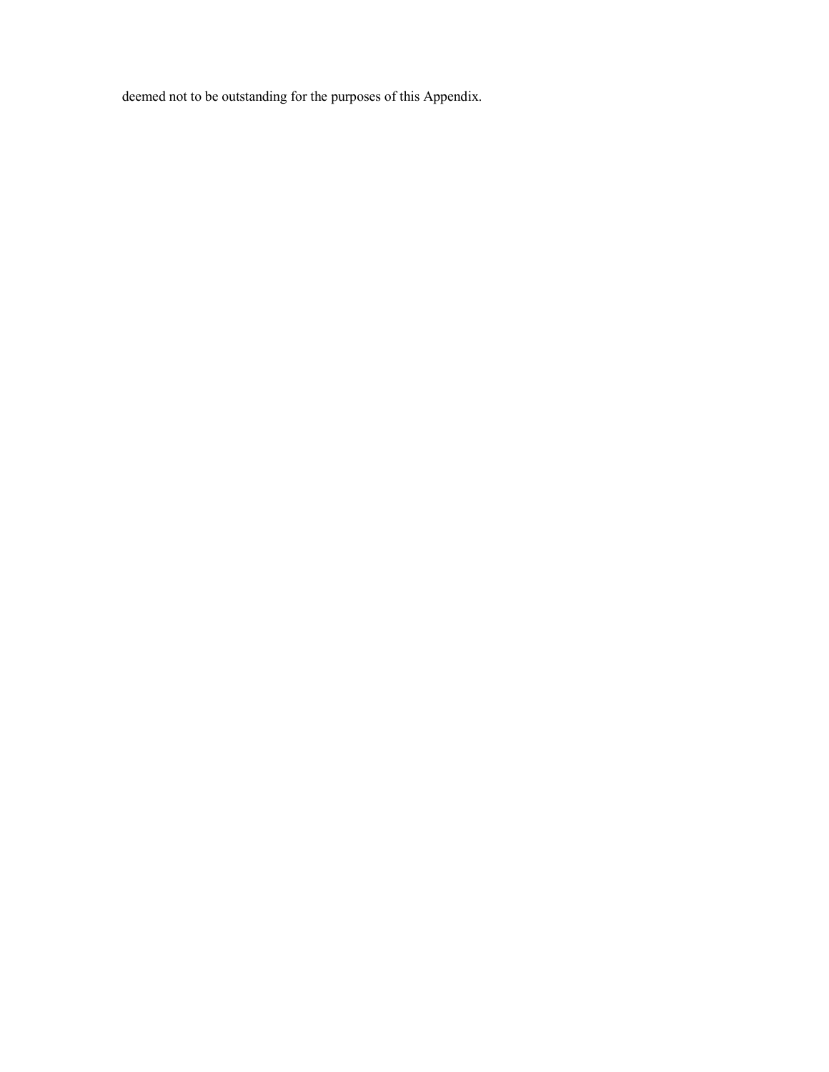deemed not to be outstanding for the purposes of this Appendix.